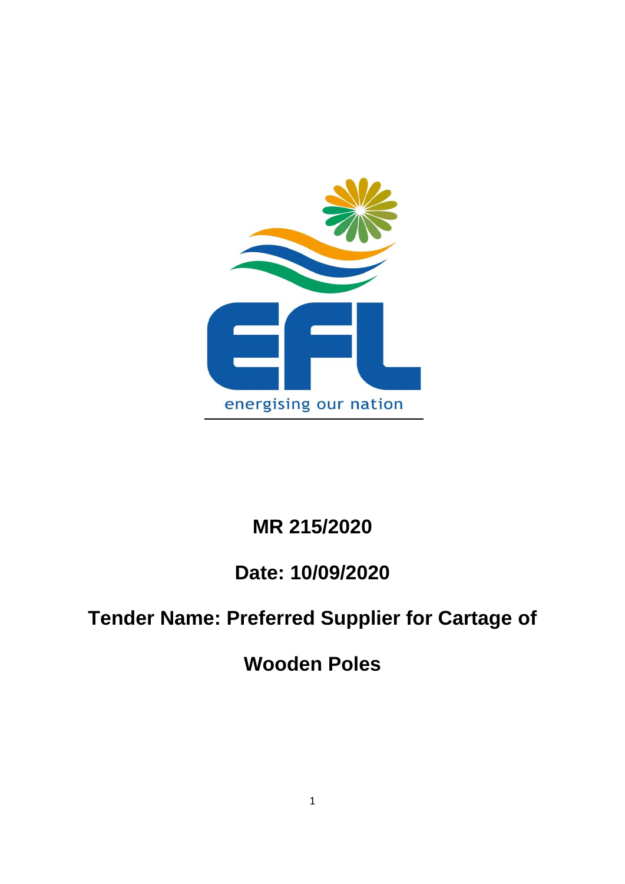energising our nation

# MR 215/2020

## Date: 10/09/2020

## Tender Name: Preferred Supplier for Cartage of Wooden Poles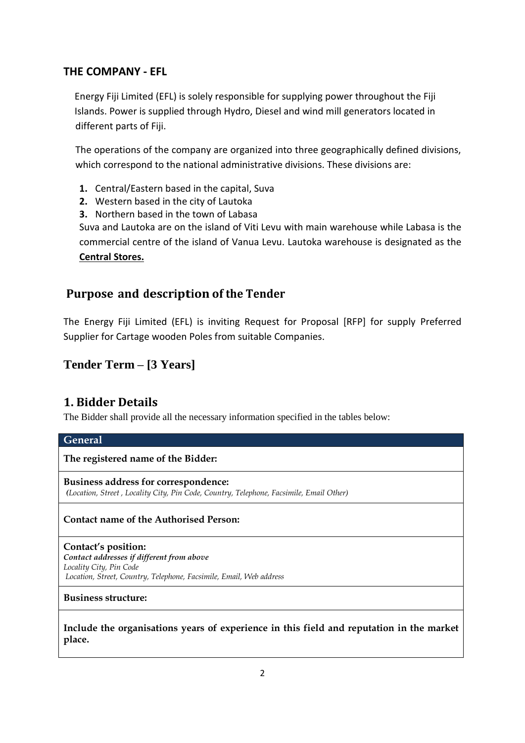## THE COMPANY - EFL

Energy Fiji Limited (EFL) is solely responsible for supplying power throughout the Fiji Islands. Power is supplied through Hydro, Diesel and wind mill generators located in different parts of Fiji.

The operations of the company are organized into three geographically defined divisions, which correspond to the national administrative divisions. These divisions are:

1. Central/Eastern based in the capital, Suva
2. Western based in the city of Lautoka
3. Northern based in the town of Labasa

Suva and Lautoka are on the island of Viti Levu with main warehouse while Labasa is the commercial centre of the island of Vanua Levu. Lautoka warehouse is designated as the **Central Stores.**

## Purpose and description of the Tender

The Energy Fiji Limited (EFL) is inviting Request for Proposal [RFP] for supply Preferred Supplier for Cartage wooden Poles from suitable Companies.

## Tender Term – [3 Years]

## 1. Bidder Details

The Bidder shall provide all the necessary information specified in the tables below:

| General |
|---|
| **The registered name of the Bidder:** |
| **Business address for correspondence:**<br>*(Location, Street , Locality City, Pin Code, Country, Telephone, Facsimile, Email Other)* |
| **Contact name of the Authorised Person:** |
| **Contact's position:**<br>***Contact addresses if different from above***<br>*Locality City, Pin Code*<br>*Location, Street, Country, Telephone, Facsimile, Email, Web address* |
| **Business structure:** |
| **Include the organisations years of experience in this field and reputation in the market place.** |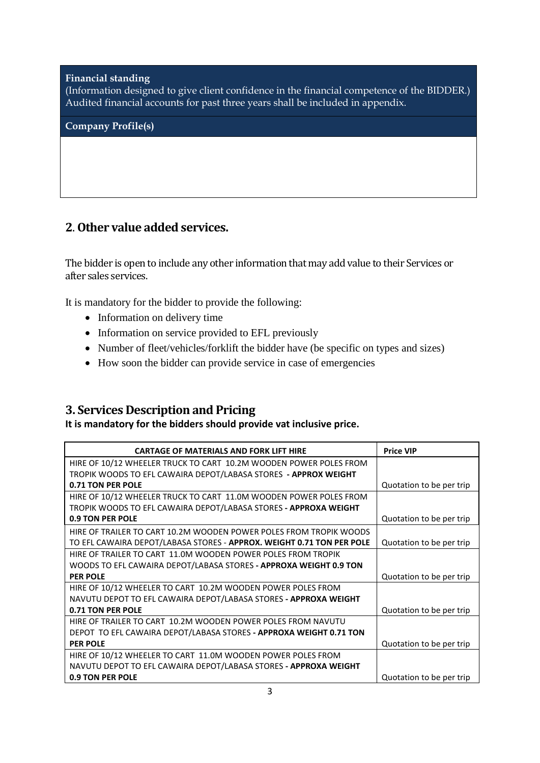| **Financial standing**<br>(Information designed to give client confidence in the financial competence of the BIDDER.) Audited financial accounts for past three years shall be included in appendix. |
|---|
| **Company Profile(s)** |
| |

## 2. Other value added services.

The bidder is open to include any other information that may add value to their Services or after sales services.

It is mandatory for the bidder to provide the following:

- Information on delivery time
- Information on service provided to EFL previously
- Number of fleet/vehicles/forklift the bidder have (be specific on types and sizes)
- How soon the bidder can provide service in case of emergencies

## 3. Services Description and Pricing

**It is mandatory for the bidders should provide vat inclusive price.**

| CARTAGE OF MATERIALS AND FORK LIFT HIRE | Price VIP |
|---|---|
| HIRE OF 10/12 WHEELER TRUCK TO CART 10.2M WOODEN POWER POLES FROM TROPIK WOODS TO EFL CAWAIRA DEPOT/LABASA STORES - **APPROX WEIGHT 0.71 TON PER POLE** | Quotation to be per trip |
| HIRE OF 10/12 WHEELER TRUCK TO CART 11.0M WOODEN POWER POLES FROM TROPIK WOODS TO EFL CAWAIRA DEPOT/LABASA STORES **- APPROXA WEIGHT 0.9 TON PER POLE** | Quotation to be per trip |
| HIRE OF TRAILER TO CART 10.2M WOODEN POWER POLES FROM TROPIK WOODS TO EFL CAWAIRA DEPOT/LABASA STORES - **APPROX. WEIGHT 0.71 TON PER POLE** | Quotation to be per trip |
| HIRE OF TRAILER TO CART 11.0M WOODEN POWER POLES FROM TROPIK WOODS TO EFL CAWAIRA DEPOT/LABASA STORES **- APPROXA WEIGHT 0.9 TON PER POLE** | Quotation to be per trip |
| HIRE OF 10/12 WHEELER TO CART 10.2M WOODEN POWER POLES FROM NAVUTU DEPOT TO EFL CAWAIRA DEPOT/LABASA STORES **- APPROXA WEIGHT 0.71 TON PER POLE** | Quotation to be per trip |
| HIRE OF TRAILER TO CART 10.2M WOODEN POWER POLES FROM NAVUTU DEPOT TO EFL CAWAIRA DEPOT/LABASA STORES **- APPROXA WEIGHT 0.71 TON PER POLE** | Quotation to be per trip |
| HIRE OF 10/12 WHEELER TO CART 11.0M WOODEN POWER POLES FROM NAVUTU DEPOT TO EFL CAWAIRA DEPOT/LABASA STORES **- APPROXA WEIGHT 0.9 TON PER POLE** | Quotation to be per trip |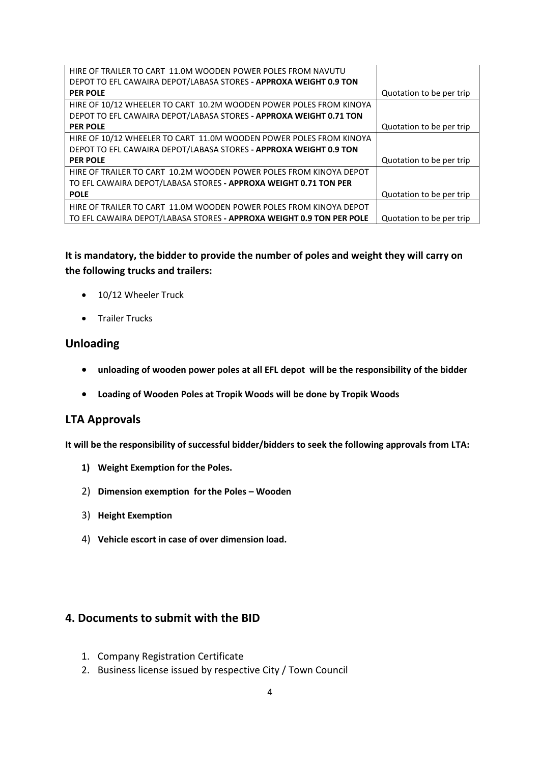| | |
|---|---|
| HIRE OF TRAILER TO CART 11.0M WOODEN POWER POLES FROM NAVUTU DEPOT TO EFL CAWAIRA DEPOT/LABASA STORES **- APPROXA WEIGHT 0.9 TON PER POLE** | Quotation to be per trip |
| HIRE OF 10/12 WHEELER TO CART 10.2M WOODEN POWER POLES FROM KINOYA DEPOT TO EFL CAWAIRA DEPOT/LABASA STORES **- APPROXA WEIGHT 0.71 TON PER POLE** | Quotation to be per trip |
| HIRE OF 10/12 WHEELER TO CART 11.0M WOODEN POWER POLES FROM KINOYA DEPOT TO EFL CAWAIRA DEPOT/LABASA STORES **- APPROXA WEIGHT 0.9 TON PER POLE** | Quotation to be per trip |
| HIRE OF TRAILER TO CART 10.2M WOODEN POWER POLES FROM KINOYA DEPOT TO EFL CAWAIRA DEPOT/LABASA STORES **- APPROXA WEIGHT 0.71 TON PER POLE** | Quotation to be per trip |
| HIRE OF TRAILER TO CART 11.0M WOODEN POWER POLES FROM KINOYA DEPOT TO EFL CAWAIRA DEPOT/LABASA STORES **- APPROXA WEIGHT 0.9 TON PER POLE** | Quotation to be per trip |

**It is mandatory, the bidder to provide the number of poles and weight they will carry on the following trucks and trailers:**

- 10/12 Wheeler Truck
- Trailer Trucks

## Unloading

- **unloading of wooden power poles at all EFL depot will be the responsibility of the bidder**
- **Loading of Wooden Poles at Tropik Woods will be done by Tropik Woods**

## LTA Approvals

**It will be the responsibility of successful bidder/bidders to seek the following approvals from LTA:**

1) **Weight Exemption for the Poles.**
2) **Dimension exemption for the Poles – Wooden**
3) **Height Exemption**
4) **Vehicle escort in case of over dimension load.**

## 4. Documents to submit with the BID

1. Company Registration Certificate
2. Business license issued by respective City / Town Council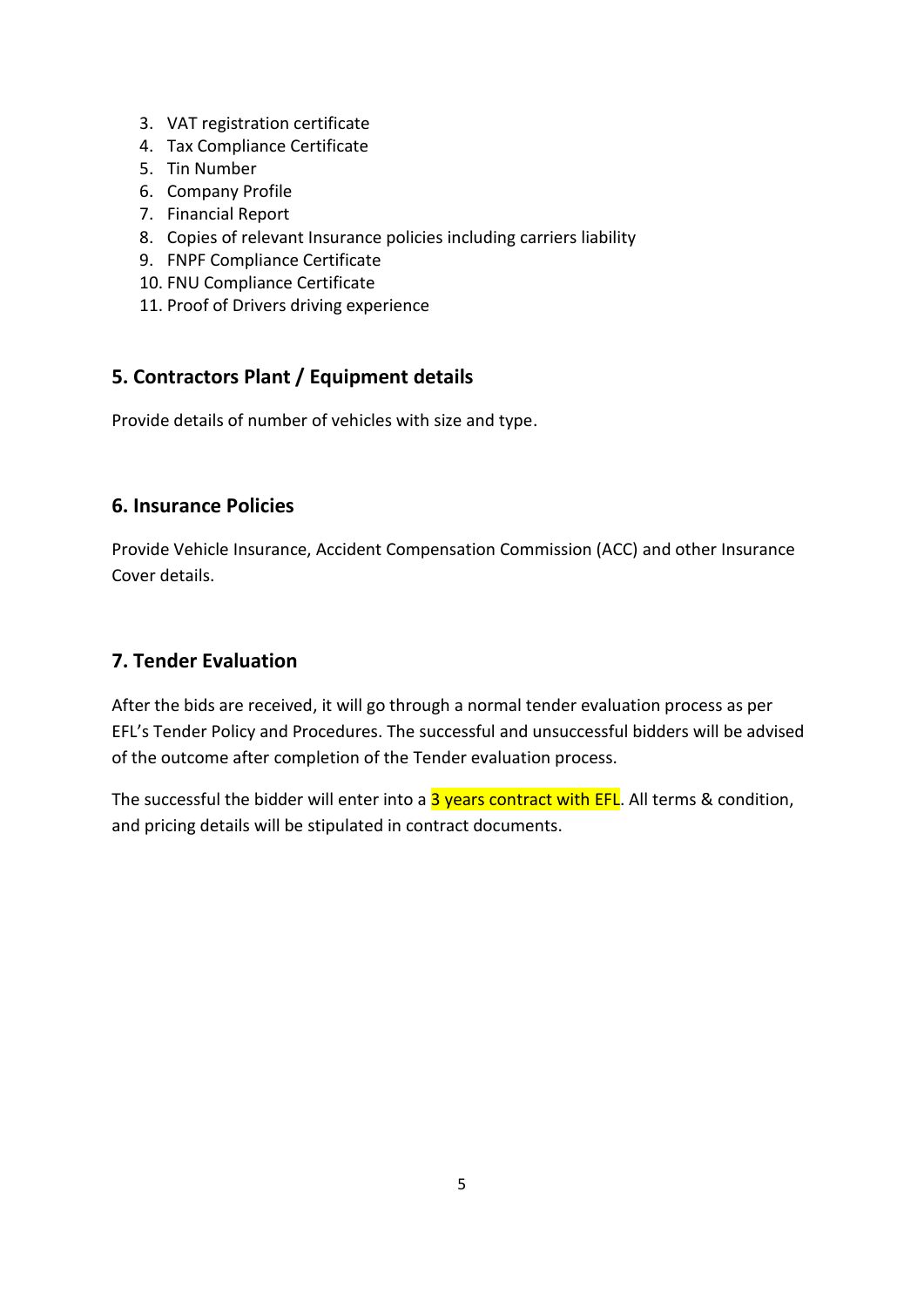3. VAT registration certificate
4. Tax Compliance Certificate
5. Tin Number
6. Company Profile
7. Financial Report
8. Copies of relevant Insurance policies including carriers liability
9. FNPF Compliance Certificate
10. FNU Compliance Certificate
11. Proof of Drivers driving experience

## 5. Contractors Plant / Equipment details

Provide details of number of vehicles with size and type.

## 6. Insurance Policies

Provide Vehicle Insurance, Accident Compensation Commission (ACC) and other Insurance Cover details.

## 7. Tender Evaluation

After the bids are received, it will go through a normal tender evaluation process as per EFL's Tender Policy and Procedures. The successful and unsuccessful bidders will be advised of the outcome after completion of the Tender evaluation process.

The successful the bidder will enter into a 3 years contract with EFL. All terms & condition, and pricing details will be stipulated in contract documents.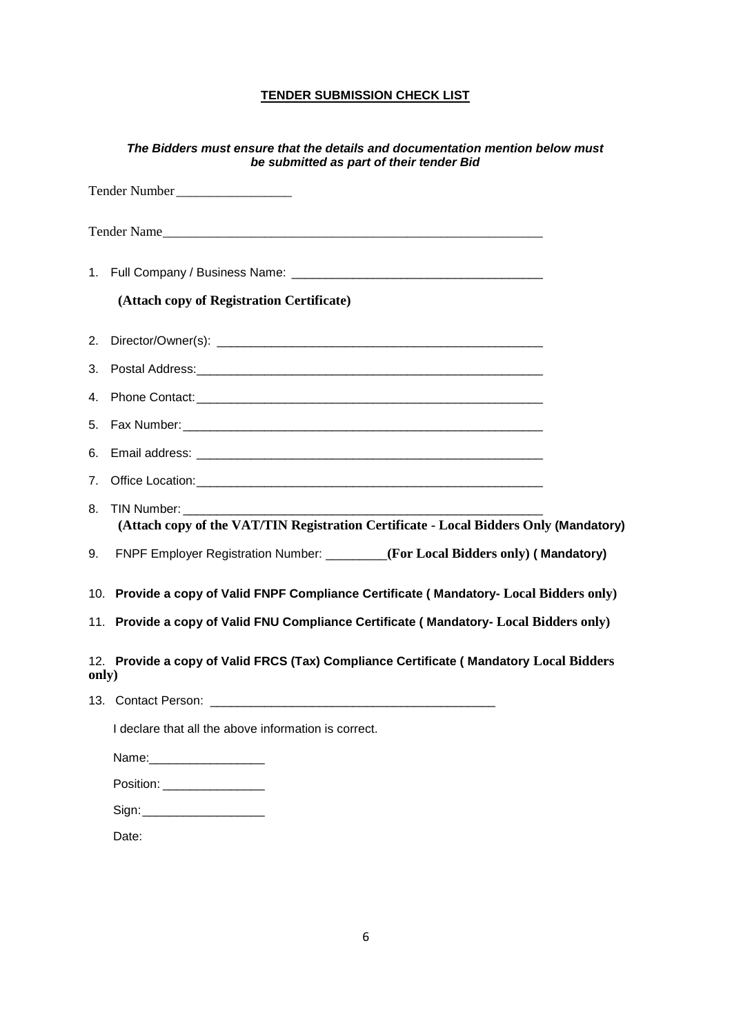**TENDER SUBMISSION CHECK LIST**

***The Bidders must ensure that the details and documentation mention below must be submitted as part of their tender Bid***

Tender Number_________________

Tender Name_________________________________________________________

1. Full Company / Business Name: ____________________________________

   **(Attach copy of Registration Certificate)**

2. Director/Owner(s): __________________________________________________
3. Postal Address:_____________________________________________________
4. Phone Contact:_____________________________________________________
5. Fax Number:_______________________________________________________
6. Email address: _____________________________________________________
7. Office Location:____________________________________________________
8. TIN Number: _______________________________________________________
   **(Attach copy of the VAT/TIN Registration Certificate - Local Bidders Only (Mandatory)**
9. FNPF Employer Registration Number: _________**(For Local Bidders only) ( Mandatory)**
10. **Provide a copy of Valid FNPF Compliance Certificate ( Mandatory- Local Bidders only)**
11. **Provide a copy of Valid FNU Compliance Certificate ( Mandatory- Local Bidders only)**
12. **Provide a copy of Valid FRCS (Tax) Compliance Certificate ( Mandatory Local Bidders only)**
13. Contact Person: __________________________________________

I declare that all the above information is correct.

Name:_________________

Position: _______________

Sign:__________________

Date: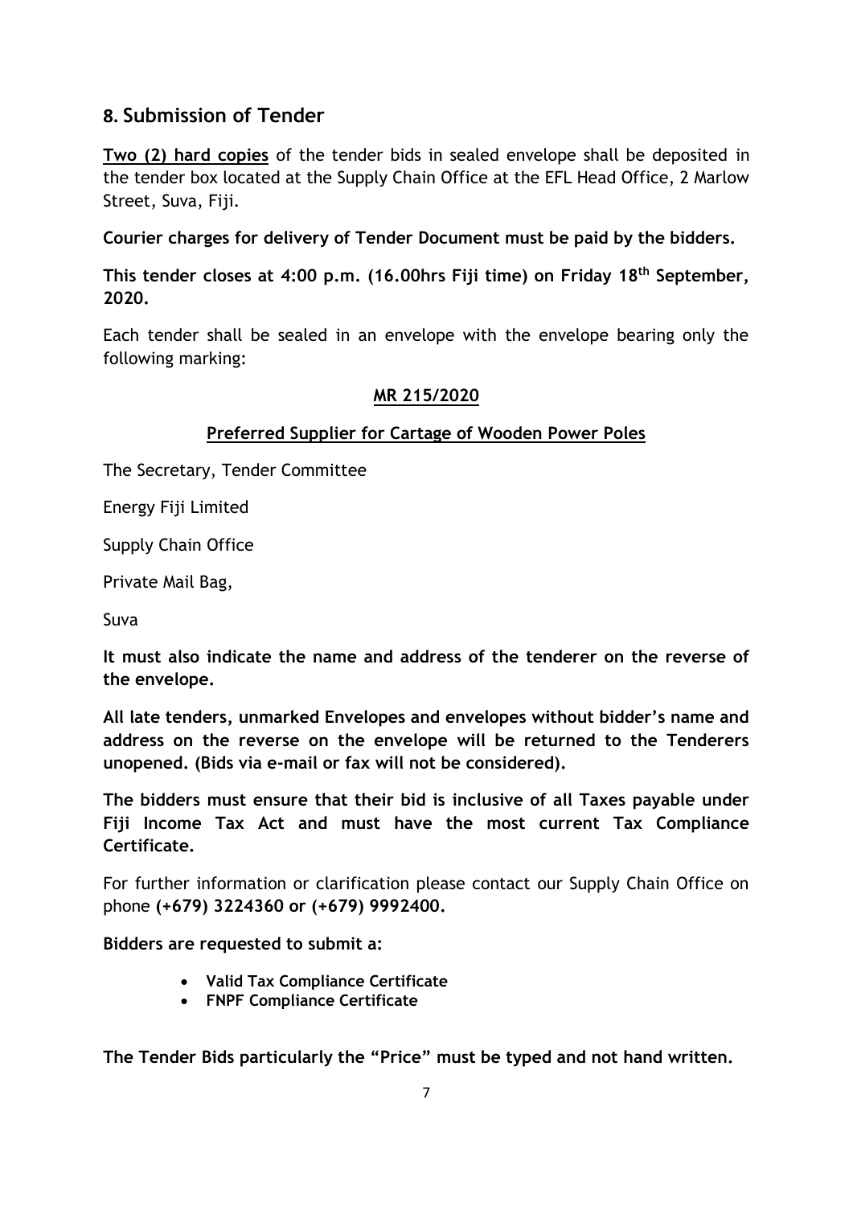## 8. Submission of Tender

**Two (2) hard copies** of the tender bids in sealed envelope shall be deposited in the tender box located at the Supply Chain Office at the EFL Head Office, 2 Marlow Street, Suva, Fiji.

**Courier charges for delivery of Tender Document must be paid by the bidders.**

**This tender closes at 4:00 p.m. (16.00hrs Fiji time) on Friday 18th September, 2020.**

Each tender shall be sealed in an envelope with the envelope bearing only the following marking:

**MR 215/2020**

**Preferred Supplier for Cartage of Wooden Power Poles**

The Secretary, Tender Committee

Energy Fiji Limited

Supply Chain Office

Private Mail Bag,

Suva

**It must also indicate the name and address of the tenderer on the reverse of the envelope.**

**All late tenders, unmarked Envelopes and envelopes without bidder's name and address on the reverse on the envelope will be returned to the Tenderers unopened. (Bids via e-mail or fax will not be considered).**

**The bidders must ensure that their bid is inclusive of all Taxes payable under Fiji Income Tax Act and must have the most current Tax Compliance Certificate.**

For further information or clarification please contact our Supply Chain Office on phone **(+679) 3224360 or (+679) 9992400.**

**Bidders are requested to submit a:**

- **Valid Tax Compliance Certificate**
- **FNPF Compliance Certificate**

**The Tender Bids particularly the "Price" must be typed and not hand written.**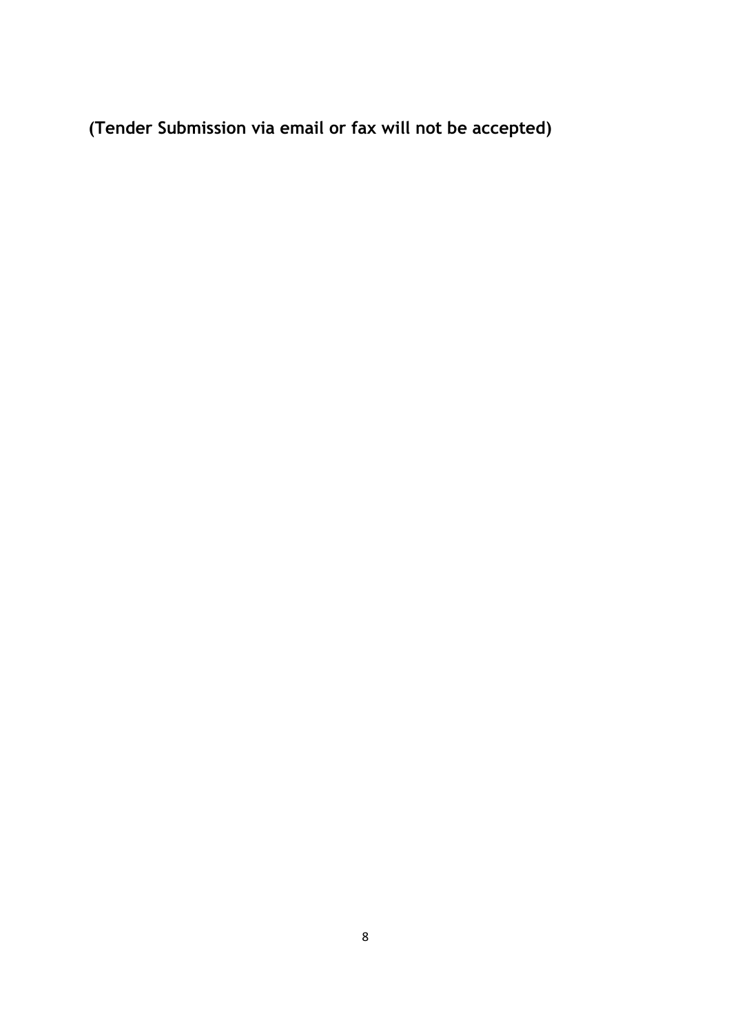**(Tender Submission via email or fax will not be accepted)**